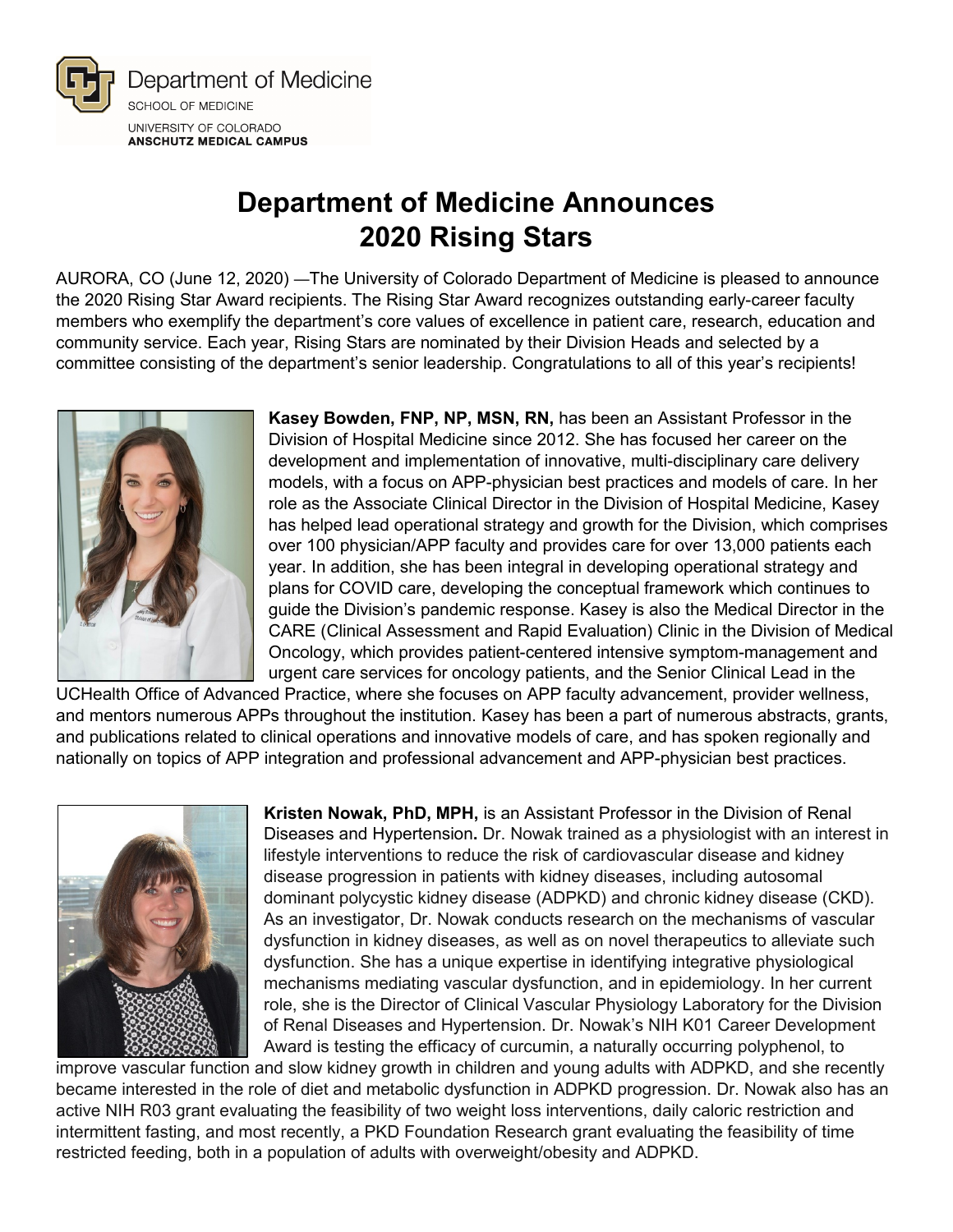Department of Medicine
SCHOOL OF MEDICINE
UNIVERSITY OF COLORADO
**ANSCHUTZ MEDICAL CAMPUS**

# Department of Medicine Announces 2020 Rising Stars

AURORA, CO (June 12, 2020) —The University of Colorado Department of Medicine is pleased to announce the 2020 Rising Star Award recipients. The Rising Star Award recognizes outstanding early-career faculty members who exemplify the department's core values of excellence in patient care, research, education and community service. Each year, Rising Stars are nominated by their Division Heads and selected by a committee consisting of the department's senior leadership. Congratulations to all of this year's recipients!

**Kasey Bowden, FNP, NP, MSN, RN,** has been an Assistant Professor in the Division of Hospital Medicine since 2012. She has focused her career on the development and implementation of innovative, multi-disciplinary care delivery models, with a focus on APP-physician best practices and models of care. In her role as the Associate Clinical Director in the Division of Hospital Medicine, Kasey has helped lead operational strategy and growth for the Division, which comprises over 100 physician/APP faculty and provides care for over 13,000 patients each year. In addition, she has been integral in developing operational strategy and plans for COVID care, developing the conceptual framework which continues to guide the Division's pandemic response. Kasey is also the Medical Director in the CARE (Clinical Assessment and Rapid Evaluation) Clinic in the Division of Medical Oncology, which provides patient-centered intensive symptom-management and urgent care services for oncology patients, and the Senior Clinical Lead in the UCHealth Office of Advanced Practice, where she focuses on APP faculty advancement, provider wellness, and mentors numerous APPs throughout the institution. Kasey has been a part of numerous abstracts, grants, and publications related to clinical operations and innovative models of care, and has spoken regionally and nationally on topics of APP integration and professional advancement and APP-physician best practices.

**Kristen Nowak, PhD, MPH,** is an Assistant Professor in the Division of Renal Diseases and Hypertension**.** Dr. Nowak trained as a physiologist with an interest in lifestyle interventions to reduce the risk of cardiovascular disease and kidney disease progression in patients with kidney diseases, including autosomal dominant polycystic kidney disease (ADPKD) and chronic kidney disease (CKD). As an investigator, Dr. Nowak conducts research on the mechanisms of vascular dysfunction in kidney diseases, as well as on novel therapeutics to alleviate such dysfunction. She has a unique expertise in identifying integrative physiological mechanisms mediating vascular dysfunction, and in epidemiology. In her current role, she is the Director of Clinical Vascular Physiology Laboratory for the Division of Renal Diseases and Hypertension. Dr. Nowak's NIH K01 Career Development Award is testing the efficacy of curcumin, a naturally occurring polyphenol, to improve vascular function and slow kidney growth in children and young adults with ADPKD, and she recently became interested in the role of diet and metabolic dysfunction in ADPKD progression. Dr. Nowak also has an active NIH R03 grant evaluating the feasibility of two weight loss interventions, daily caloric restriction and intermittent fasting, and most recently, a PKD Foundation Research grant evaluating the feasibility of time restricted feeding, both in a population of adults with overweight/obesity and ADPKD.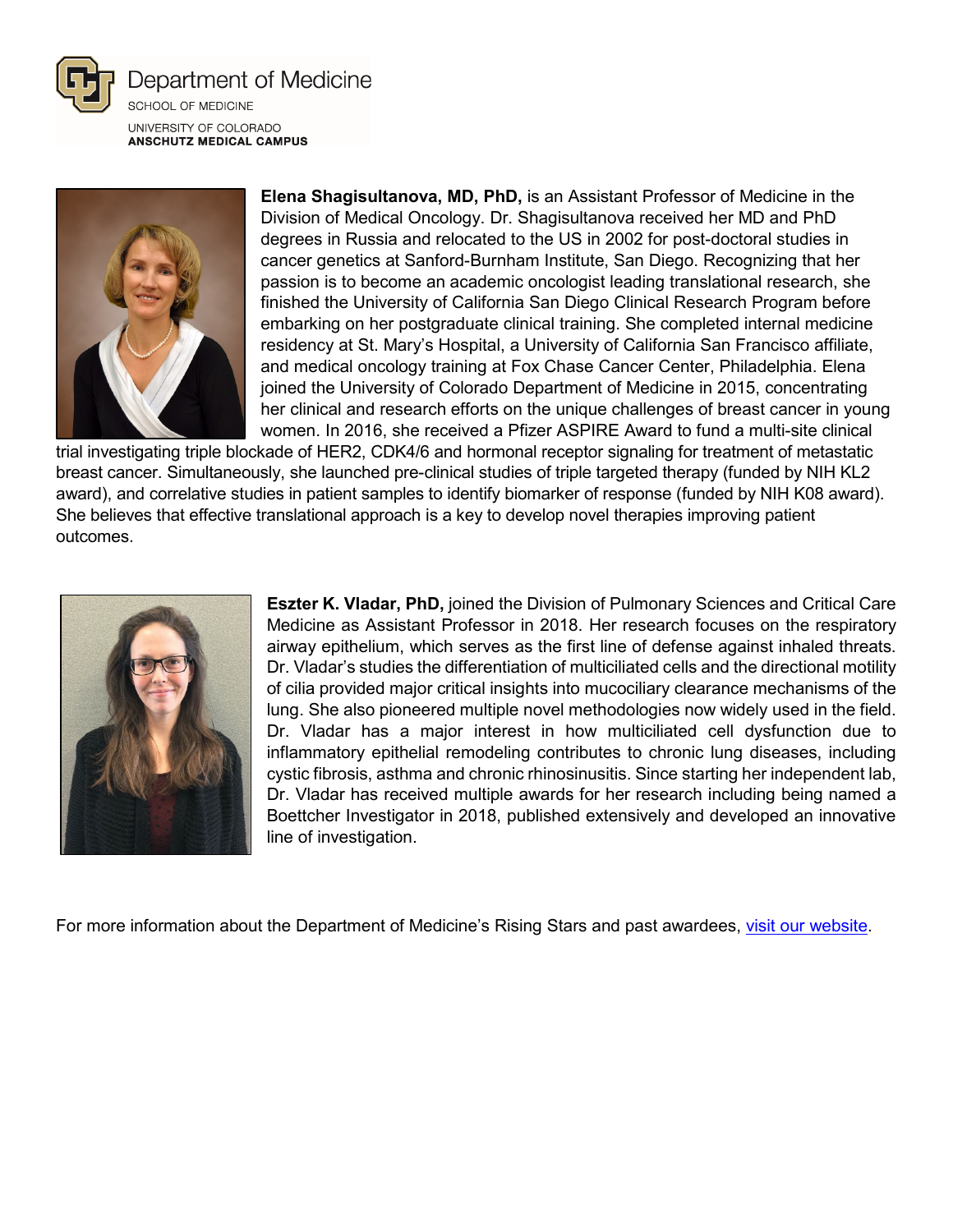Department of Medicine
SCHOOL OF MEDICINE
UNIVERSITY OF COLORADO
**ANSCHUTZ MEDICAL CAMPUS**

**Elena Shagisultanova, MD, PhD,** is an Assistant Professor of Medicine in the Division of Medical Oncology. Dr. Shagisultanova received her MD and PhD degrees in Russia and relocated to the US in 2002 for post-doctoral studies in cancer genetics at Sanford-Burnham Institute, San Diego. Recognizing that her passion is to become an academic oncologist leading translational research, she finished the University of California San Diego Clinical Research Program before embarking on her postgraduate clinical training. She completed internal medicine residency at St. Mary's Hospital, a University of California San Francisco affiliate, and medical oncology training at Fox Chase Cancer Center, Philadelphia. Elena joined the University of Colorado Department of Medicine in 2015, concentrating her clinical and research efforts on the unique challenges of breast cancer in young women. In 2016, she received a Pfizer ASPIRE Award to fund a multi-site clinical trial investigating triple blockade of HER2, CDK4/6 and hormonal receptor signaling for treatment of metastatic breast cancer. Simultaneously, she launched pre-clinical studies of triple targeted therapy (funded by NIH KL2 award), and correlative studies in patient samples to identify biomarker of response (funded by NIH K08 award). She believes that effective translational approach is a key to develop novel therapies improving patient outcomes.

**Eszter K. Vladar, PhD,** joined the Division of Pulmonary Sciences and Critical Care Medicine as Assistant Professor in 2018. Her research focuses on the respiratory airway epithelium, which serves as the first line of defense against inhaled threats. Dr. Vladar's studies the differentiation of multiciliated cells and the directional motility of cilia provided major critical insights into mucociliary clearance mechanisms of the lung. She also pioneered multiple novel methodologies now widely used in the field. Dr. Vladar has a major interest in how multiciliated cell dysfunction due to inflammatory epithelial remodeling contributes to chronic lung diseases, including cystic fibrosis, asthma and chronic rhinosinusitis. Since starting her independent lab, Dr. Vladar has received multiple awards for her research including being named a Boettcher Investigator in 2018, published extensively and developed an innovative line of investigation.

For more information about the Department of Medicine's Rising Stars and past awardees, visit our website.